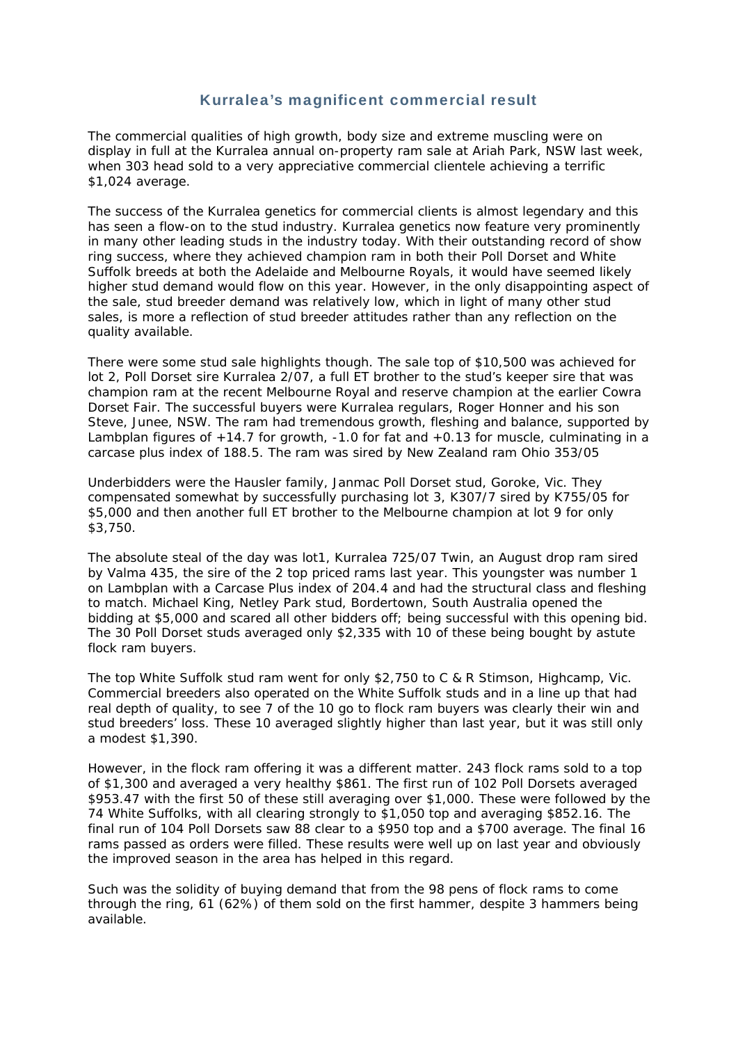# Kurralea's magnificent commercial result

The commercial qualities of high growth, body size and extreme muscling were on display in full at the Kurralea annual on-property ram sale at Ariah Park, NSW last week, when 303 head sold to a very appreciative commercial clientele achieving a terrific $1,024 average.

The success of the Kurralea genetics for commercial clients is almost legendary and this has seen a flow-on to the stud industry. Kurralea genetics now feature very prominently in many other leading studs in the industry today. With their outstanding record of show ring success, where they achieved champion ram in both their Poll Dorset and White Suffolk breeds at both the Adelaide and Melbourne Royals, it would have seemed likely higher stud demand would flow on this year. However, in the only disappointing aspect of the sale, stud breeder demand was relatively low, which in light of many other stud sales, is more a reflection of stud breeder attitudes rather than any reflection on the quality available.

There were some stud sale highlights though. The sale top of $10,500 was achieved for lot 2, Poll Dorset sire Kurralea 2/07, a full ET brother to the stud's keeper sire that was champion ram at the recent Melbourne Royal and reserve champion at the earlier Cowra Dorset Fair. The successful buyers were Kurralea regulars, Roger Honner and his son Steve, Junee, NSW. The ram had tremendous growth, fleshing and balance, supported by Lambplan figures of +14.7 for growth, -1.0 for fat and +0.13 for muscle, culminating in a carcase plus index of 188.5. The ram was sired by New Zealand ram Ohio 353/05

Underbidders were the Hausler family, Janmac Poll Dorset stud, Goroke, Vic. They compensated somewhat by successfully purchasing lot 3, K307/7 sired by K755/05 for $5,000 and then another full ET brother to the Melbourne champion at lot 9 for only $3,750.

The absolute steal of the day was lot1, Kurralea 725/07 Twin, an August drop ram sired by Valma 435, the sire of the 2 top priced rams last year. This youngster was number 1 on Lambplan with a Carcase Plus index of 204.4 and had the structural class and fleshing to match. Michael King, Netley Park stud, Bordertown, South Australia opened the bidding at $5,000 and scared all other bidders off; being successful with this opening bid. The 30 Poll Dorset studs averaged only $2,335 with 10 of these being bought by astute flock ram buyers.

The top White Suffolk stud ram went for only $2,750 to C & R Stimson, Highcamp, Vic. Commercial breeders also operated on the White Suffolk studs and in a line up that had real depth of quality, to see 7 of the 10 go to flock ram buyers was clearly their win and stud breeders' loss. These 10 averaged slightly higher than last year, but it was still only a modest $1,390.

However, in the flock ram offering it was a different matter. 243 flock rams sold to a top of $1,300 and averaged a very healthy $861. The first run of 102 Poll Dorsets averaged $953.47 with the first 50 of these still averaging over $1,000. These were followed by the 74 White Suffolks, with all clearing strongly to $1,050 top and averaging $852.16. The final run of 104 Poll Dorsets saw 88 clear to a $950 top and a $700 average. The final 16 rams passed as orders were filled. These results were well up on last year and obviously the improved season in the area has helped in this regard.

Such was the solidity of buying demand that from the 98 pens of flock rams to come through the ring, 61 (62%) of them sold on the first hammer, despite 3 hammers being available.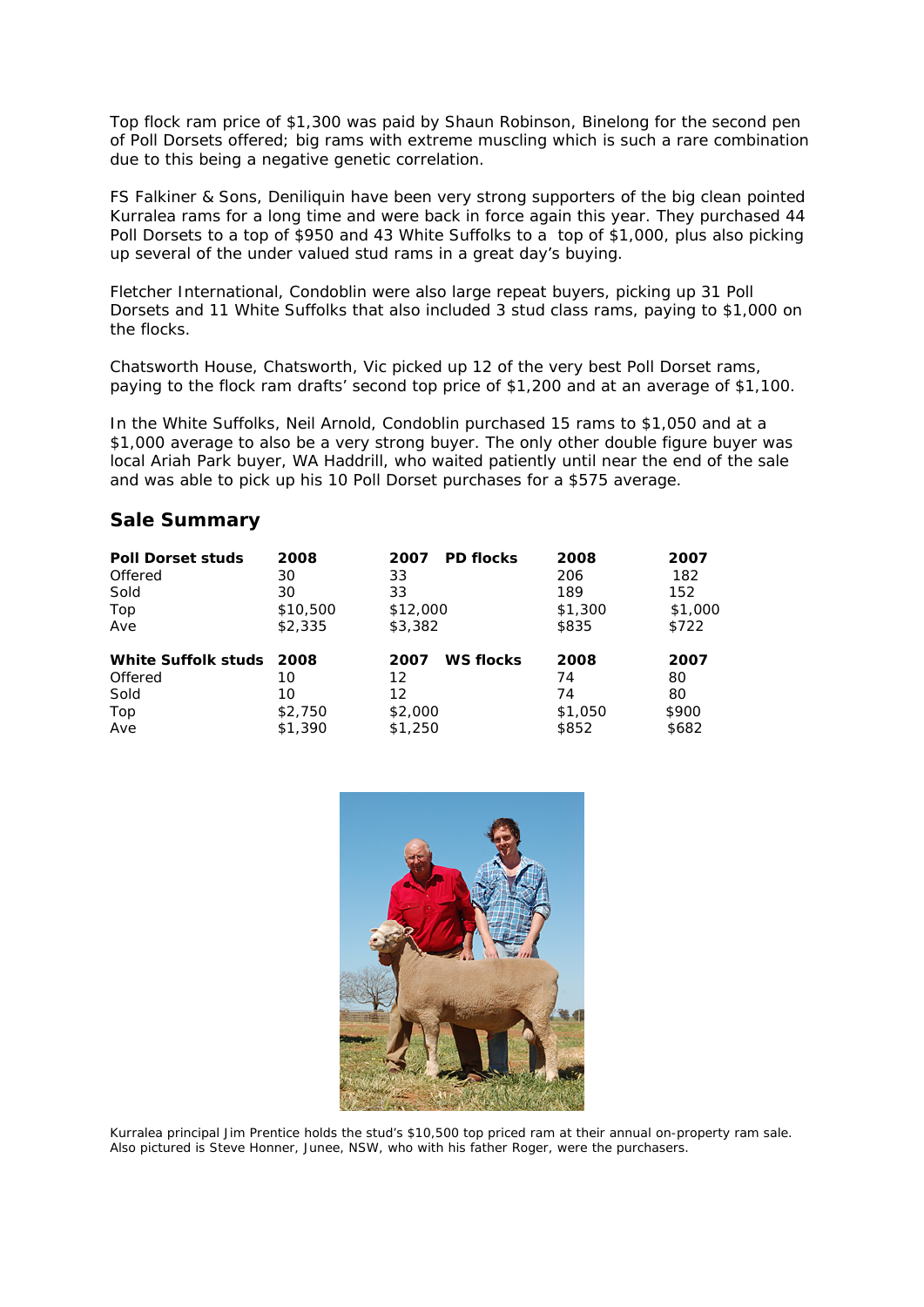Top flock ram price of $1,300 was paid by Shaun Robinson, Binelong for the second pen of Poll Dorsets offered; big rams with extreme muscling which is such a rare combination due to this being a negative genetic correlation.

FS Falkiner & Sons, Deniliquin have been very strong supporters of the big clean pointed Kurralea rams for a long time and were back in force again this year. They purchased 44 Poll Dorsets to a top of $950 and 43 White Suffolks to a top of $1,000, plus also picking up several of the under valued stud rams in a great day's buying.

Fletcher International, Condoblin were also large repeat buyers, picking up 31 Poll Dorsets and 11 White Suffolks that also included 3 stud class rams, paying to $1,000 on the flocks.

Chatsworth House, Chatsworth, Vic picked up 12 of the very best Poll Dorset rams, paying to the flock ram drafts' second top price of $1,200 and at an average of $1,100.

In the White Suffolks, Neil Arnold, Condoblin purchased 15 rams to $1,050 and at a $1,000 average to also be a very strong buyer. The only other double figure buyer was local Ariah Park buyer, WA Haddrill, who waited patiently until near the end of the sale and was able to pick up his 10 Poll Dorset purchases for a $575 average.

## Sale Summary

| Poll Dorset studs | 2008 | 2007 | PD flocks 2008 | 2007 |
|---|---|---|---|---|
| Offered | 30 | 33 | 206 | 182 |
| Sold | 30 | 33 | 189 | 152 |
| Top | $10,500 | $12,000 | $1,300 | $1,000 |
| Ave | $2,335 | $3,382 | $835 | $722 |

| White Suffolk studs | 2008 | 2007 | WS flocks 2008 | 2007 |
|---|---|---|---|---|
| Offered | 10 | 12 | 74 | 80 |
| Sold | 10 | 12 | 74 | 80 |
| Top | $2,750 | $2,000 | $1,050 | $900 |
| Ave | $1,390 | $1,250 | $852 | $682 |

Kurralea principal Jim Prentice holds the stud's $10,500 top priced ram at their annual on-property ram sale. Also pictured is Steve Honner, Junee, NSW, who with his father Roger, were the purchasers.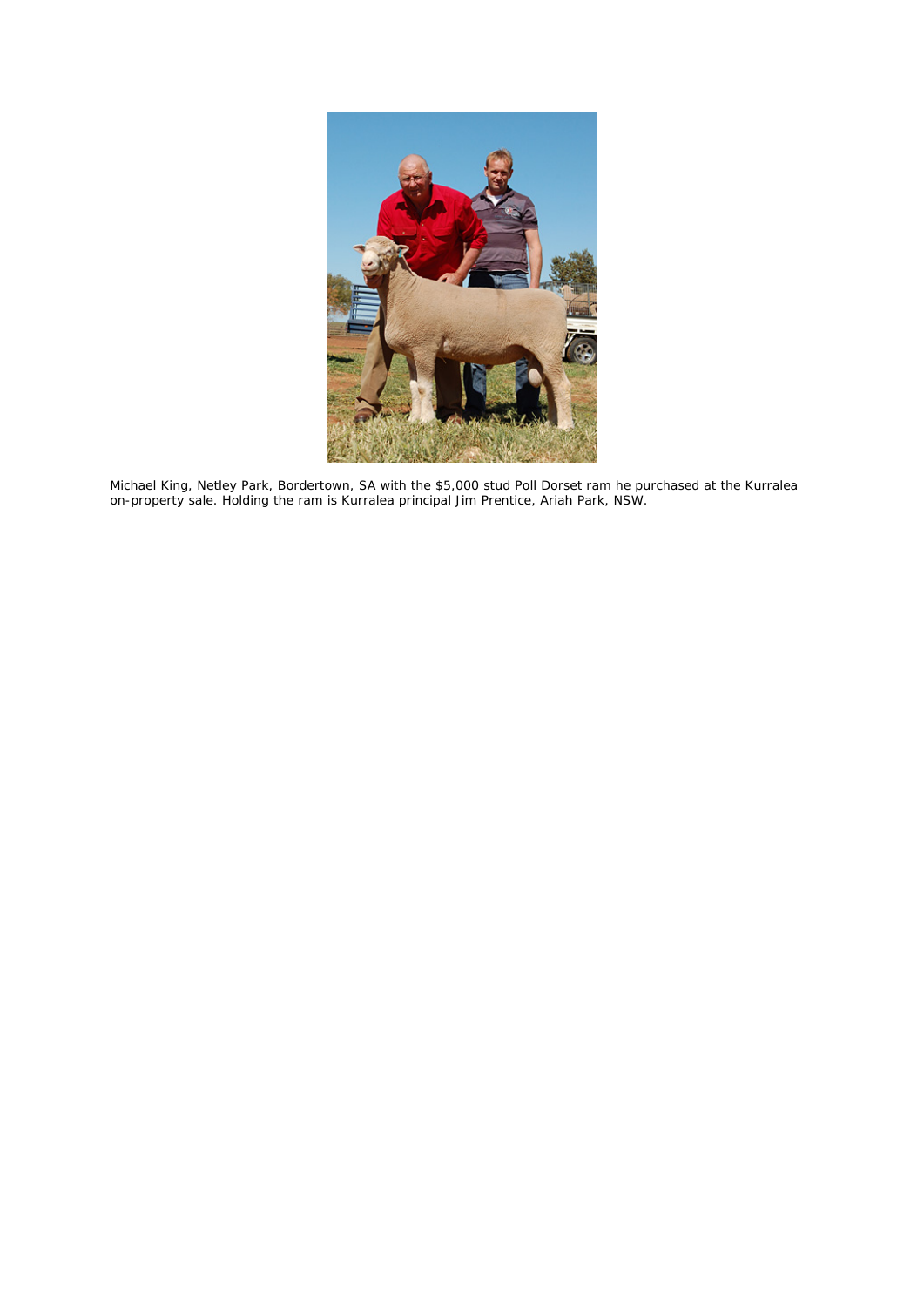Michael King, Netley Park, Bordertown, SA with the $5,000 stud Poll Dorset ram he purchased at the Kurralea on-property sale. Holding the ram is Kurralea principal Jim Prentice, Ariah Park, NSW.